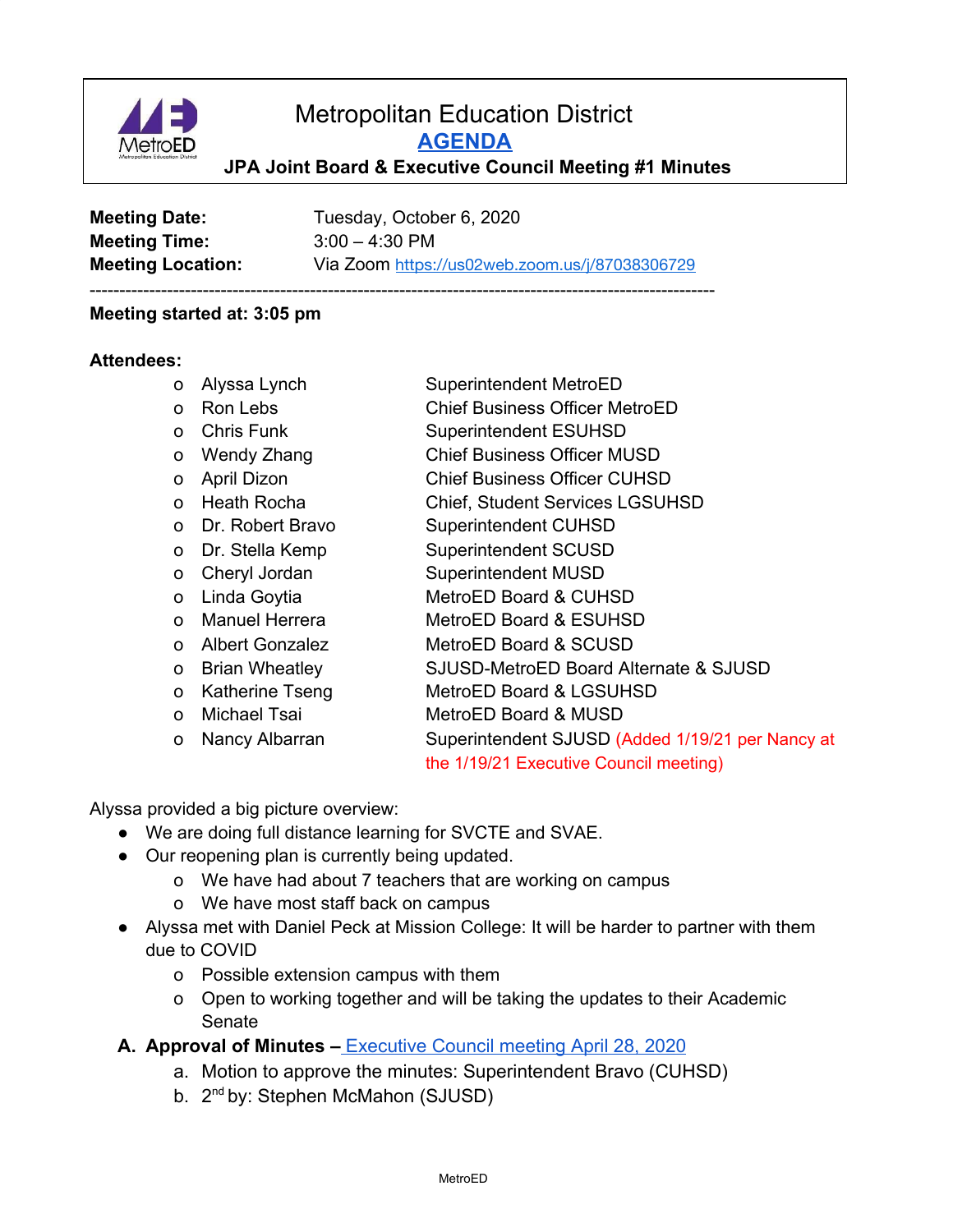# Metropolitan Education District

## AGENDA

### JPA Joint Board & Executive Council Meeting #1 Minutes

**Meeting Date:** Tuesday, October 6, 2020
**Meeting Time:** 3:00 – 4:30 PM
**Meeting Location:** Via Zoom https://us02web.zoom.us/j/87038306729

---

**Meeting started at: 3:05 pm**

**Attendees:**

- Alyssa Lynch — Superintendent MetroED
- Ron Lebs — Chief Business Officer MetroED
- Chris Funk — Superintendent ESUHSD
- Wendy Zhang — Chief Business Officer MUSD
- April Dizon — Chief Business Officer CUHSD
- Heath Rocha — Chief, Student Services LGSUHSD
- Dr. Robert Bravo — Superintendent CUHSD
- Dr. Stella Kemp — Superintendent SCUSD
- Cheryl Jordan — Superintendent MUSD
- Linda Goytia — MetroED Board & CUHSD
- Manuel Herrera — MetroED Board & ESUHSD
- Albert Gonzalez — MetroED Board & SCUSD
- Brian Wheatley — SJUSD-MetroED Board Alternate & SJUSD
- Katherine Tseng — MetroED Board & LGSUHSD
- Michael Tsai — MetroED Board & MUSD
- Nancy Albarran — Superintendent SJUSD (Added 1/19/21 per Nancy at the 1/19/21 Executive Council meeting)

Alyssa provided a big picture overview:

- We are doing full distance learning for SVCTE and SVAE.
- Our reopening plan is currently being updated.
  - We have had about 7 teachers that are working on campus
  - We have most staff back on campus
- Alyssa met with Daniel Peck at Mission College: It will be harder to partner with them due to COVID
  - Possible extension campus with them
  - Open to working together and will be taking the updates to their Academic Senate

**A. Approval of Minutes –** Executive Council meeting April 28, 2020

  a. Motion to approve the minutes: Superintendent Bravo (CUHSD)
  b. 2nd by: Stephen McMahon (SJUSD)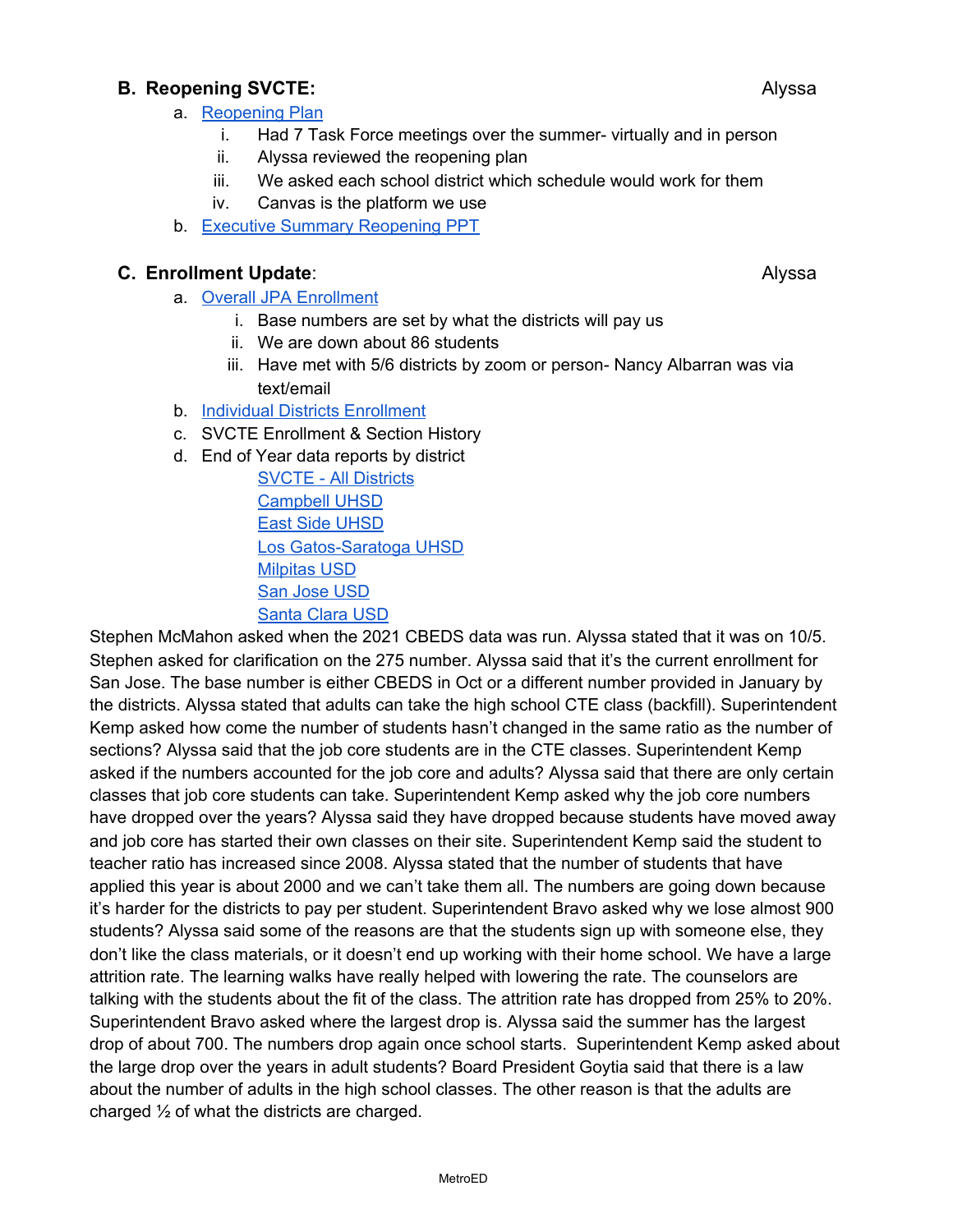## B. Reopening SVCTE: Alyssa

a. Reopening Plan
   i. Had 7 Task Force meetings over the summer- virtually and in person
   ii. Alyssa reviewed the reopening plan
   iii. We asked each school district which schedule would work for them
   iv. Canvas is the platform we use

b. Executive Summary Reopening PPT

## C. Enrollment Update: Alyssa

a. Overall JPA Enrollment
   i. Base numbers are set by what the districts will pay us
   ii. We are down about 86 students
   iii. Have met with 5/6 districts by zoom or person- Nancy Albarran was via text/email

b. Individual Districts Enrollment

c. SVCTE Enrollment & Section History

d. End of Year data reports by district

   SVCTE - All Districts
   Campbell UHSD
   East Side UHSD
   Los Gatos-Saratoga UHSD
   Milpitas USD
   San Jose USD
   Santa Clara USD

Stephen McMahon asked when the 2021 CBEDS data was run. Alyssa stated that it was on 10/5. Stephen asked for clarification on the 275 number. Alyssa said that it's the current enrollment for San Jose. The base number is either CBEDS in Oct or a different number provided in January by the districts. Alyssa stated that adults can take the high school CTE class (backfill). Superintendent Kemp asked how come the number of students hasn't changed in the same ratio as the number of sections? Alyssa said that the job core students are in the CTE classes. Superintendent Kemp asked if the numbers accounted for the job core and adults? Alyssa said that there are only certain classes that job core students can take. Superintendent Kemp asked why the job core numbers have dropped over the years? Alyssa said they have dropped because students have moved away and job core has started their own classes on their site. Superintendent Kemp said the student to teacher ratio has increased since 2008. Alyssa stated that the number of students that have applied this year is about 2000 and we can't take them all. The numbers are going down because it's harder for the districts to pay per student. Superintendent Bravo asked why we lose almost 900 students? Alyssa said some of the reasons are that the students sign up with someone else, they don't like the class materials, or it doesn't end up working with their home school. We have a large attrition rate. The learning walks have really helped with lowering the rate. The counselors are talking with the students about the fit of the class. The attrition rate has dropped from 25% to 20%. Superintendent Bravo asked where the largest drop is. Alyssa said the summer has the largest drop of about 700. The numbers drop again once school starts. Superintendent Kemp asked about the large drop over the years in adult students? Board President Goytia said that there is a law about the number of adults in the high school classes. The other reason is that the adults are charged ½ of what the districts are charged.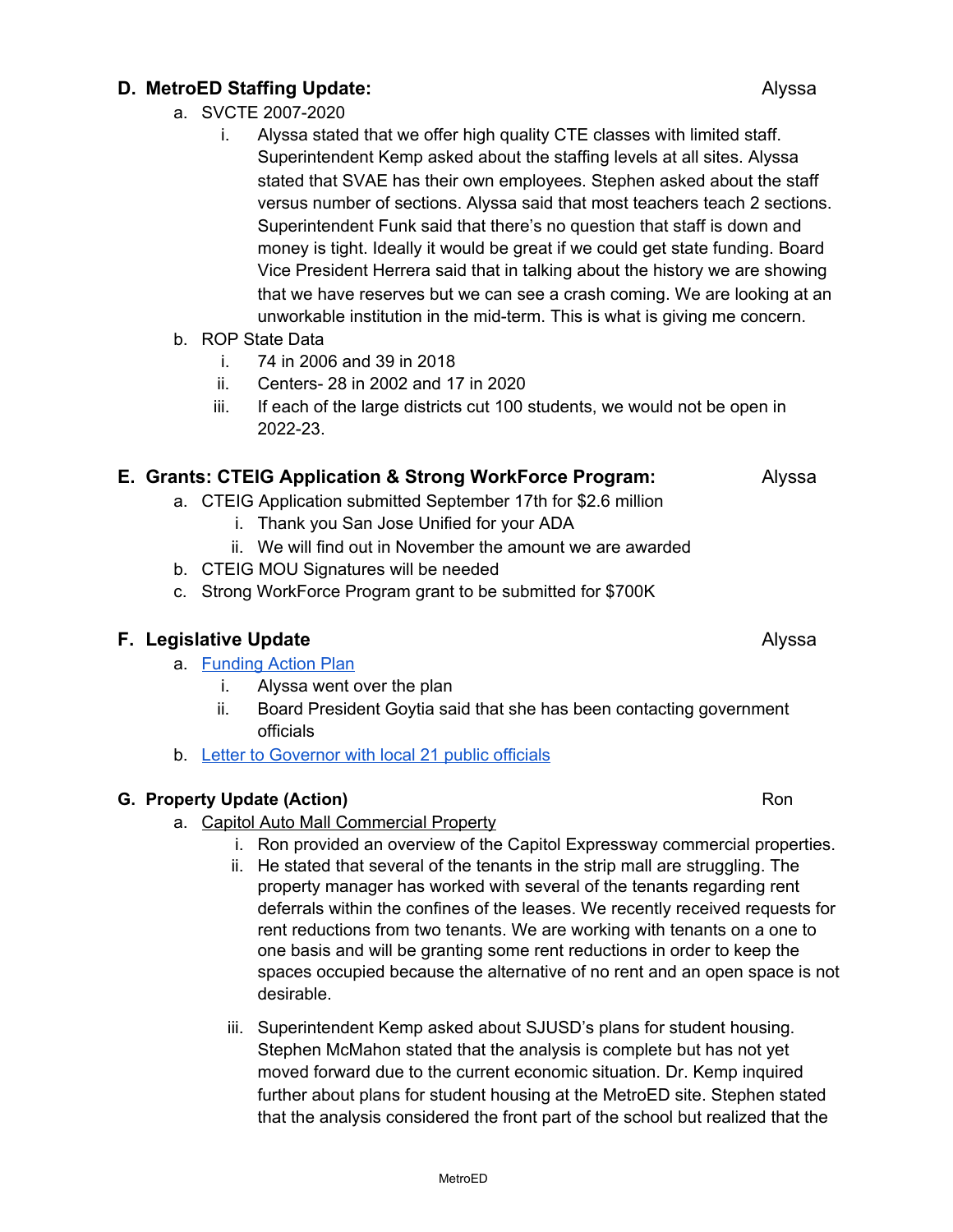### D. MetroED Staffing Update: Alyssa

a. SVCTE 2007-2020
   i. Alyssa stated that we offer high quality CTE classes with limited staff. Superintendent Kemp asked about the staffing levels at all sites. Alyssa stated that SVAE has their own employees. Stephen asked about the staff versus number of sections. Alyssa said that most teachers teach 2 sections. Superintendent Funk said that there's no question that staff is down and money is tight. Ideally it would be great if we could get state funding. Board Vice President Herrera said that in talking about the history we are showing that we have reserves but we can see a crash coming. We are looking at an unworkable institution in the mid-term. This is what is giving me concern.

b. ROP State Data
   i. 74 in 2006 and 39 in 2018
   ii. Centers- 28 in 2002 and 17 in 2020
   iii. If each of the large districts cut 100 students, we would not be open in 2022-23.

### E. Grants: CTEIG Application & Strong WorkForce Program: Alyssa

a. CTEIG Application submitted September 17th for $2.6 million
   i. Thank you San Jose Unified for your ADA
   ii. We will find out in November the amount we are awarded

b. CTEIG MOU Signatures will be needed

c. Strong WorkForce Program grant to be submitted for $700K

### F. Legislative Update Alyssa

a. Funding Action Plan
   i. Alyssa went over the plan
   ii. Board President Goytia said that she has been contacting government officials

b. Letter to Governor with local 21 public officials

### G. Property Update (Action) Ron

a. Capitol Auto Mall Commercial Property
   i. Ron provided an overview of the Capitol Expressway commercial properties.
   ii. He stated that several of the tenants in the strip mall are struggling. The property manager has worked with several of the tenants regarding rent deferrals within the confines of the leases. We recently received requests for rent reductions from two tenants. We are working with tenants on a one to one basis and will be granting some rent reductions in order to keep the spaces occupied because the alternative of no rent and an open space is not desirable.
   iii. Superintendent Kemp asked about SJUSD's plans for student housing. Stephen McMahon stated that the analysis is complete but has not yet moved forward due to the current economic situation. Dr. Kemp inquired further about plans for student housing at the MetroED site. Stephen stated that the analysis considered the front part of the school but realized that the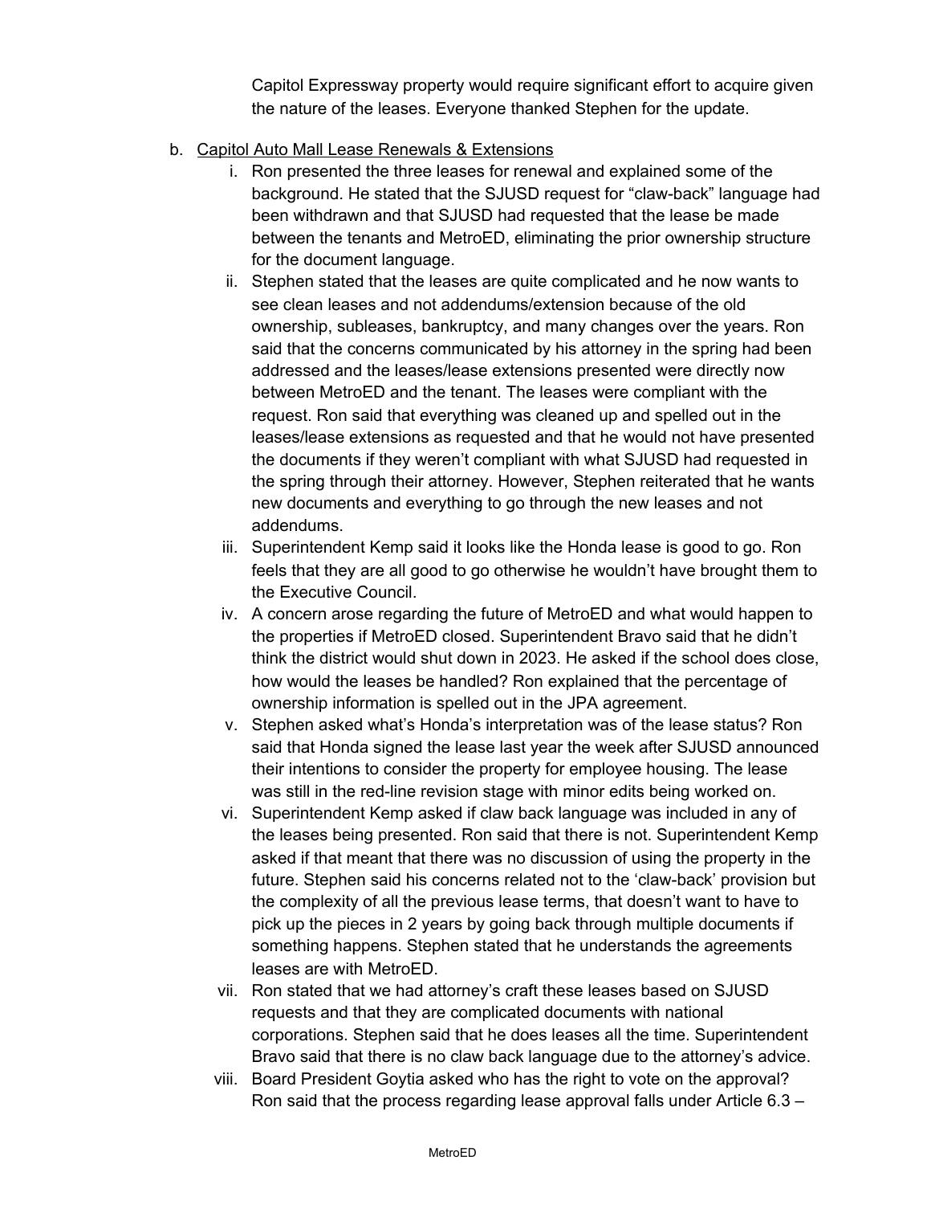Capitol Expressway property would require significant effort to acquire given the nature of the leases. Everyone thanked Stephen for the update.

b. <u>Capitol Auto Mall Lease Renewals & Extensions</u>

   i. Ron presented the three leases for renewal and explained some of the background. He stated that the SJUSD request for "claw-back" language had been withdrawn and that SJUSD had requested that the lease be made between the tenants and MetroED, eliminating the prior ownership structure for the document language.

   ii. Stephen stated that the leases are quite complicated and he now wants to see clean leases and not addendums/extension because of the old ownership, subleases, bankruptcy, and many changes over the years. Ron said that the concerns communicated by his attorney in the spring had been addressed and the leases/lease extensions presented were directly now between MetroED and the tenant. The leases were compliant with the request. Ron said that everything was cleaned up and spelled out in the leases/lease extensions as requested and that he would not have presented the documents if they weren't compliant with what SJUSD had requested in the spring through their attorney. However, Stephen reiterated that he wants new documents and everything to go through the new leases and not addendums.

   iii. Superintendent Kemp said it looks like the Honda lease is good to go. Ron feels that they are all good to go otherwise he wouldn't have brought them to the Executive Council.

   iv. A concern arose regarding the future of MetroED and what would happen to the properties if MetroED closed. Superintendent Bravo said that he didn't think the district would shut down in 2023. He asked if the school does close, how would the leases be handled? Ron explained that the percentage of ownership information is spelled out in the JPA agreement.

   v. Stephen asked what's Honda's interpretation was of the lease status? Ron said that Honda signed the lease last year the week after SJUSD announced their intentions to consider the property for employee housing. The lease was still in the red-line revision stage with minor edits being worked on.

   vi. Superintendent Kemp asked if claw back language was included in any of the leases being presented. Ron said that there is not. Superintendent Kemp asked if that meant that there was no discussion of using the property in the future. Stephen said his concerns related not to the 'claw-back' provision but the complexity of all the previous lease terms, that doesn't want to have to pick up the pieces in 2 years by going back through multiple documents if something happens. Stephen stated that he understands the agreements leases are with MetroED.

   vii. Ron stated that we had attorney's craft these leases based on SJUSD requests and that they are complicated documents with national corporations. Stephen said that he does leases all the time. Superintendent Bravo said that there is no claw back language due to the attorney's advice.

   viii. Board President Goytia asked who has the right to vote on the approval? Ron said that the process regarding lease approval falls under Article 6.3 –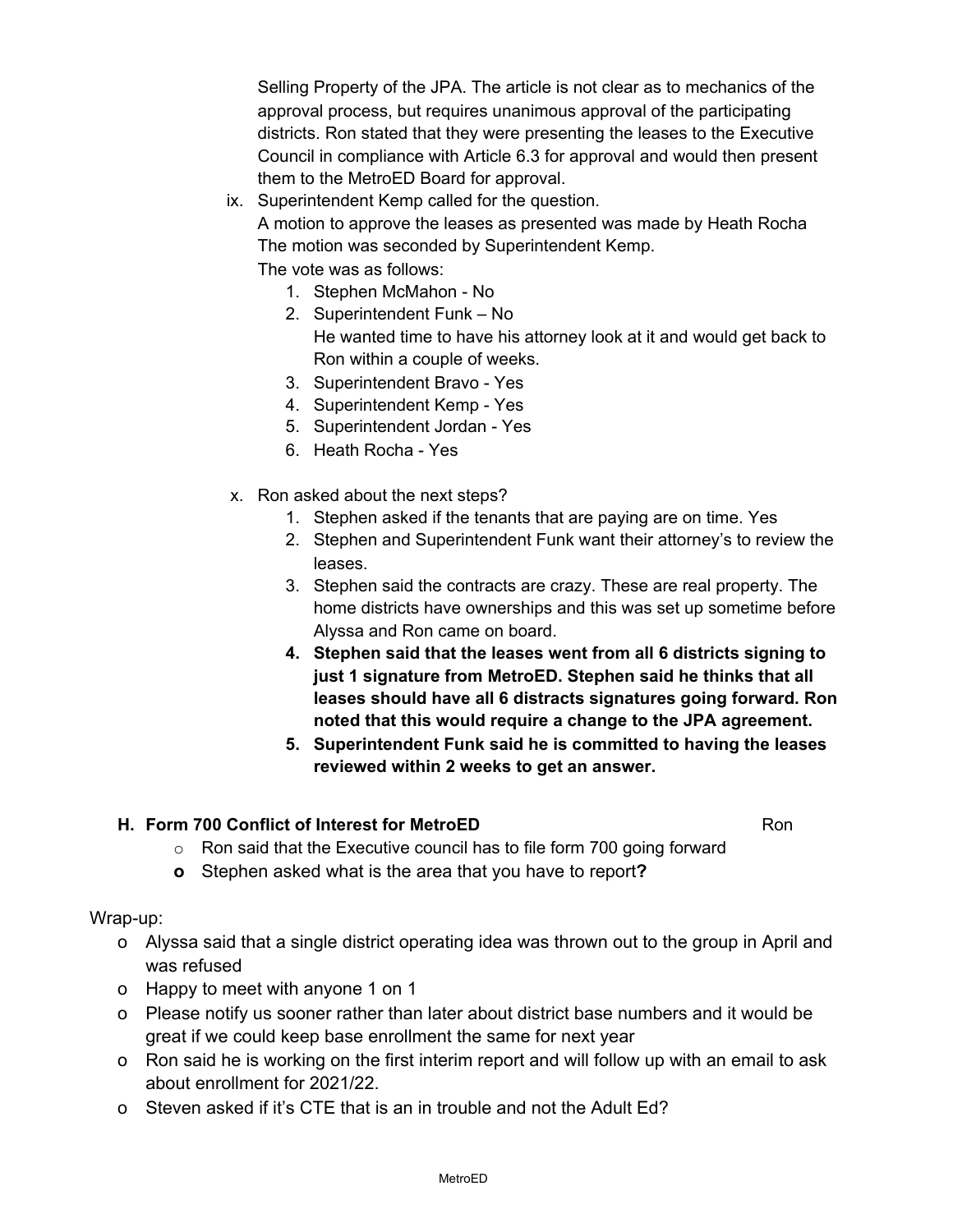Selling Property of the JPA. The article is not clear as to mechanics of the approval process, but requires unanimous approval of the participating districts. Ron stated that they were presenting the leases to the Executive Council in compliance with Article 6.3 for approval and would then present them to the MetroED Board for approval.

ix. Superintendent Kemp called for the question.
   A motion to approve the leases as presented was made by Heath Rocha
   The motion was seconded by Superintendent Kemp.
   The vote was as follows:
   1. Stephen McMahon - No
   2. Superintendent Funk – No
      He wanted time to have his attorney look at it and would get back to Ron within a couple of weeks.
   3. Superintendent Bravo - Yes
   4. Superintendent Kemp - Yes
   5. Superintendent Jordan - Yes
   6. Heath Rocha - Yes

x. Ron asked about the next steps?
   1. Stephen asked if the tenants that are paying are on time. Yes
   2. Stephen and Superintendent Funk want their attorney's to review the leases.
   3. Stephen said the contracts are crazy. These are real property. The home districts have ownerships and this was set up sometime before Alyssa and Ron came on board.
   4. **Stephen said that the leases went from all 6 districts signing to just 1 signature from MetroED. Stephen said he thinks that all leases should have all 6 distracts signatures going forward. Ron noted that this would require a change to the JPA agreement.**
   5. **Superintendent Funk said he is committed to having the leases reviewed within 2 weeks to get an answer.**

### H. Form 700 Conflict of Interest for MetroED — Ron

- Ron said that the Executive council has to file form 700 going forward
- Stephen asked what is the area that you have to report**?**

Wrap-up:

- Alyssa said that a single district operating idea was thrown out to the group in April and was refused
- Happy to meet with anyone 1 on 1
- Please notify us sooner rather than later about district base numbers and it would be great if we could keep base enrollment the same for next year
- Ron said he is working on the first interim report and will follow up with an email to ask about enrollment for 2021/22.
- Steven asked if it's CTE that is an in trouble and not the Adult Ed?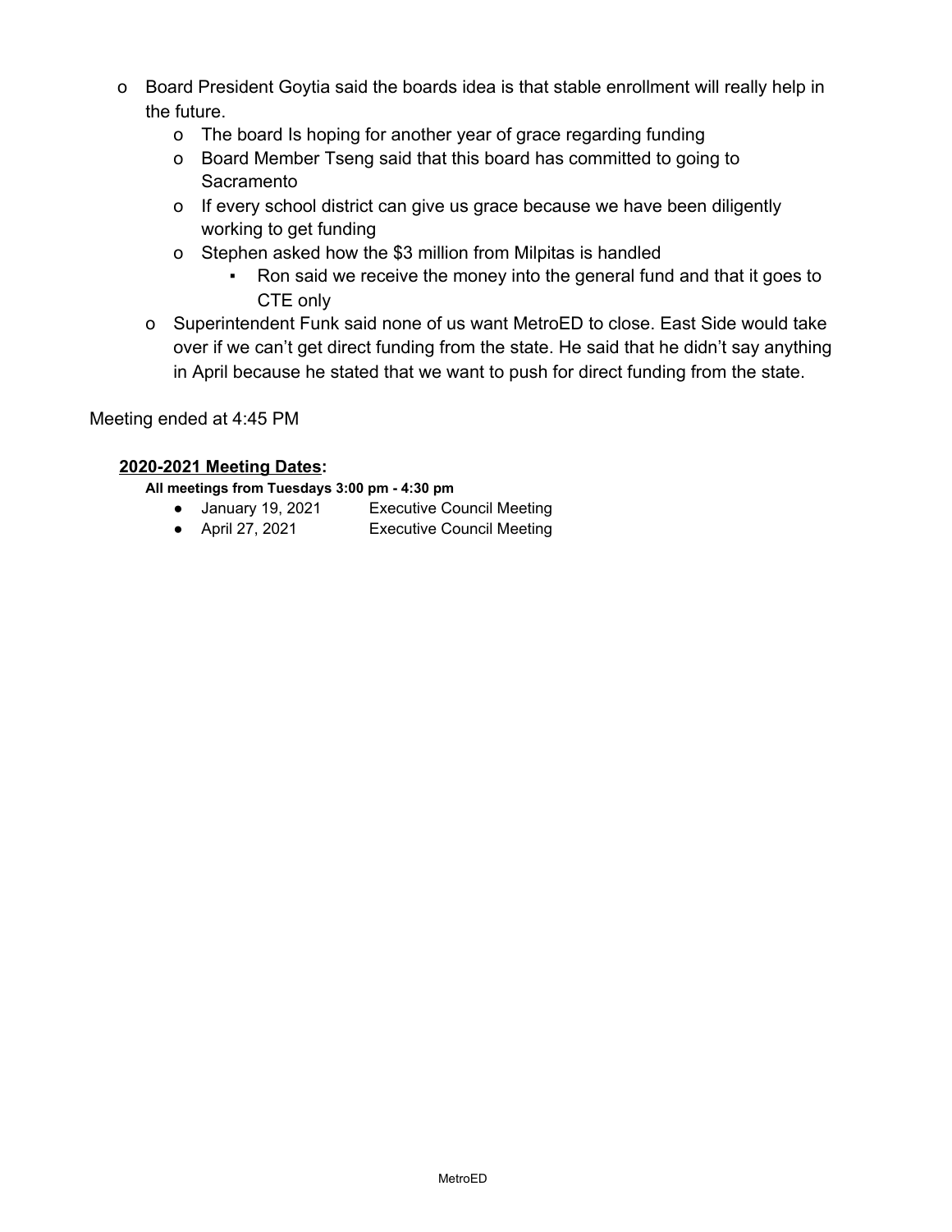- Board President Goytia said the boards idea is that stable enrollment will really help in the future.
  - The board Is hoping for another year of grace regarding funding
  - Board Member Tseng said that this board has committed to going to Sacramento
  - If every school district can give us grace because we have been diligently working to get funding
  - Stephen asked how the $3 million from Milpitas is handled
    - Ron said we receive the money into the general fund and that it goes to CTE only
- Superintendent Funk said none of us want MetroED to close. East Side would take over if we can't get direct funding from the state. He said that he didn't say anything in April because he stated that we want to push for direct funding from the state.

Meeting ended at 4:45 PM

**2020-2021 Meeting Dates:**

**All meetings from Tuesdays 3:00 pm - 4:30 pm**

- January 19, 2021 Executive Council Meeting
- April 27, 2021 Executive Council Meeting